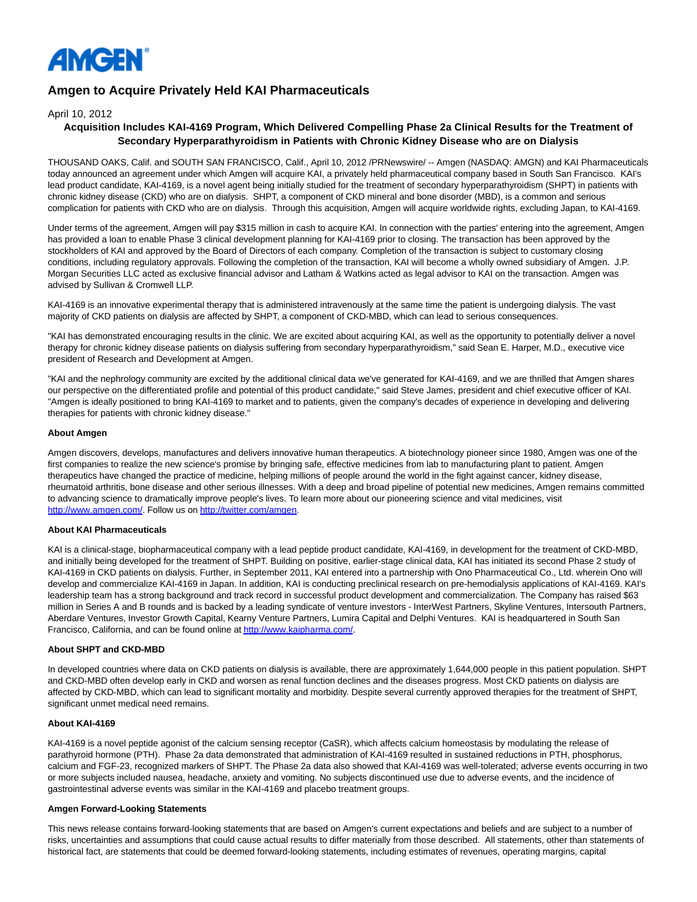AMGEN

# Amgen to Acquire Privately Held KAI Pharmaceuticals

April 10, 2012

**Acquisition Includes KAI-4169 Program, Which Delivered Compelling Phase 2a Clinical Results for the Treatment of Secondary Hyperparathyroidism in Patients with Chronic Kidney Disease who are on Dialysis**

THOUSAND OAKS, Calif. and SOUTH SAN FRANCISCO, Calif., April 10, 2012 /PRNewswire/ -- Amgen (NASDAQ: AMGN) and KAI Pharmaceuticals today announced an agreement under which Amgen will acquire KAI, a privately held pharmaceutical company based in South San Francisco. KAI's lead product candidate, KAI-4169, is a novel agent being initially studied for the treatment of secondary hyperparathyroidism (SHPT) in patients with chronic kidney disease (CKD) who are on dialysis. SHPT, a component of CKD mineral and bone disorder (MBD), is a common and serious complication for patients with CKD who are on dialysis. Through this acquisition, Amgen will acquire worldwide rights, excluding Japan, to KAI-4169.

Under terms of the agreement, Amgen will pay $315 million in cash to acquire KAI. In connection with the parties' entering into the agreement, Amgen has provided a loan to enable Phase 3 clinical development planning for KAI-4169 prior to closing. The transaction has been approved by the stockholders of KAI and approved by the Board of Directors of each company. Completion of the transaction is subject to customary closing conditions, including regulatory approvals. Following the completion of the transaction, KAI will become a wholly owned subsidiary of Amgen. J.P. Morgan Securities LLC acted as exclusive financial advisor and Latham & Watkins acted as legal advisor to KAI on the transaction. Amgen was advised by Sullivan & Cromwell LLP.

KAI-4169 is an innovative experimental therapy that is administered intravenously at the same time the patient is undergoing dialysis. The vast majority of CKD patients on dialysis are affected by SHPT, a component of CKD-MBD, which can lead to serious consequences.

"KAI has demonstrated encouraging results in the clinic. We are excited about acquiring KAI, as well as the opportunity to potentially deliver a novel therapy for chronic kidney disease patients on dialysis suffering from secondary hyperparathyroidism," said Sean E. Harper, M.D., executive vice president of Research and Development at Amgen.

"KAI and the nephrology community are excited by the additional clinical data we've generated for KAI-4169, and we are thrilled that Amgen shares our perspective on the differentiated profile and potential of this product candidate," said Steve James, president and chief executive officer of KAI. "Amgen is ideally positioned to bring KAI-4169 to market and to patients, given the company's decades of experience in developing and delivering therapies for patients with chronic kidney disease."

**About Amgen**

Amgen discovers, develops, manufactures and delivers innovative human therapeutics. A biotechnology pioneer since 1980, Amgen was one of the first companies to realize the new science's promise by bringing safe, effective medicines from lab to manufacturing plant to patient. Amgen therapeutics have changed the practice of medicine, helping millions of people around the world in the fight against cancer, kidney disease, rheumatoid arthritis, bone disease and other serious illnesses. With a deep and broad pipeline of potential new medicines, Amgen remains committed to advancing science to dramatically improve people's lives. To learn more about our pioneering science and vital medicines, visit http://www.amgen.com/. Follow us on http://twitter.com/amgen.

**About KAI Pharmaceuticals**

KAI is a clinical-stage, biopharmaceutical company with a lead peptide product candidate, KAI-4169, in development for the treatment of CKD-MBD, and initially being developed for the treatment of SHPT. Building on positive, earlier-stage clinical data, KAI has initiated its second Phase 2 study of KAI-4169 in CKD patients on dialysis. Further, in September 2011, KAI entered into a partnership with Ono Pharmaceutical Co., Ltd. wherein Ono will develop and commercialize KAI-4169 in Japan. In addition, KAI is conducting preclinical research on pre-hemodialysis applications of KAI-4169. KAI's leadership team has a strong background and track record in successful product development and commercialization. The Company has raised $63 million in Series A and B rounds and is backed by a leading syndicate of venture investors - InterWest Partners, Skyline Ventures, Intersouth Partners, Aberdare Ventures, Investor Growth Capital, Kearny Venture Partners, Lumira Capital and Delphi Ventures. KAI is headquartered in South San Francisco, California, and can be found online at http://www.kaipharma.com/.

**About SHPT and CKD-MBD**

In developed countries where data on CKD patients on dialysis is available, there are approximately 1,644,000 people in this patient population. SHPT and CKD-MBD often develop early in CKD and worsen as renal function declines and the diseases progress. Most CKD patients on dialysis are affected by CKD-MBD, which can lead to significant mortality and morbidity. Despite several currently approved therapies for the treatment of SHPT, significant unmet medical need remains.

**About KAI-4169**

KAI-4169 is a novel peptide agonist of the calcium sensing receptor (CaSR), which affects calcium homeostasis by modulating the release of parathyroid hormone (PTH). Phase 2a data demonstrated that administration of KAI-4169 resulted in sustained reductions in PTH, phosphorus, calcium and FGF-23, recognized markers of SHPT. The Phase 2a data also showed that KAI-4169 was well-tolerated; adverse events occurring in two or more subjects included nausea, headache, anxiety and vomiting. No subjects discontinued use due to adverse events, and the incidence of gastrointestinal adverse events was similar in the KAI-4169 and placebo treatment groups.

**Amgen Forward-Looking Statements**

This news release contains forward-looking statements that are based on Amgen's current expectations and beliefs and are subject to a number of risks, uncertainties and assumptions that could cause actual results to differ materially from those described. All statements, other than statements of historical fact, are statements that could be deemed forward-looking statements, including estimates of revenues, operating margins, capital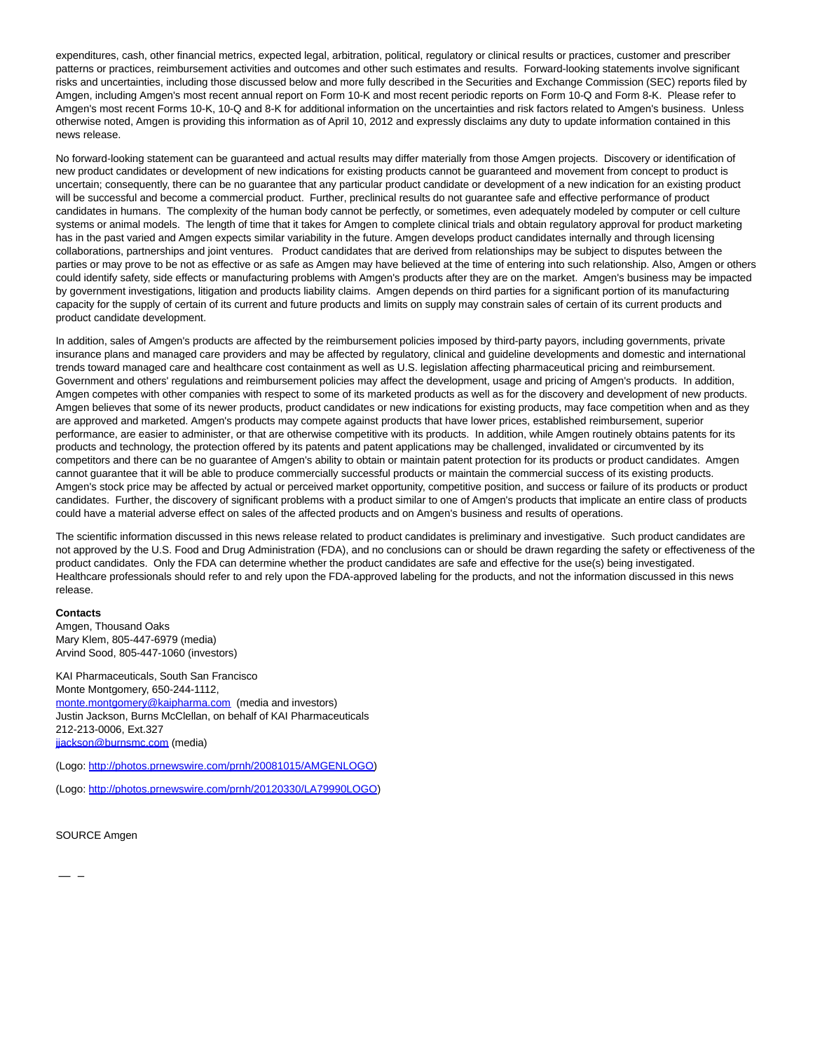expenditures, cash, other financial metrics, expected legal, arbitration, political, regulatory or clinical results or practices, customer and prescriber patterns or practices, reimbursement activities and outcomes and other such estimates and results. Forward-looking statements involve significant risks and uncertainties, including those discussed below and more fully described in the Securities and Exchange Commission (SEC) reports filed by Amgen, including Amgen's most recent annual report on Form 10-K and most recent periodic reports on Form 10-Q and Form 8-K. Please refer to Amgen's most recent Forms 10-K, 10-Q and 8-K for additional information on the uncertainties and risk factors related to Amgen's business. Unless otherwise noted, Amgen is providing this information as of April 10, 2012 and expressly disclaims any duty to update information contained in this news release.

No forward-looking statement can be guaranteed and actual results may differ materially from those Amgen projects. Discovery or identification of new product candidates or development of new indications for existing products cannot be guaranteed and movement from concept to product is uncertain; consequently, there can be no guarantee that any particular product candidate or development of a new indication for an existing product will be successful and become a commercial product. Further, preclinical results do not guarantee safe and effective performance of product candidates in humans. The complexity of the human body cannot be perfectly, or sometimes, even adequately modeled by computer or cell culture systems or animal models. The length of time that it takes for Amgen to complete clinical trials and obtain regulatory approval for product marketing has in the past varied and Amgen expects similar variability in the future. Amgen develops product candidates internally and through licensing collaborations, partnerships and joint ventures. Product candidates that are derived from relationships may be subject to disputes between the parties or may prove to be not as effective or as safe as Amgen may have believed at the time of entering into such relationship. Also, Amgen or others could identify safety, side effects or manufacturing problems with Amgen's products after they are on the market. Amgen's business may be impacted by government investigations, litigation and products liability claims. Amgen depends on third parties for a significant portion of its manufacturing capacity for the supply of certain of its current and future products and limits on supply may constrain sales of certain of its current products and product candidate development.

In addition, sales of Amgen's products are affected by the reimbursement policies imposed by third-party payors, including governments, private insurance plans and managed care providers and may be affected by regulatory, clinical and guideline developments and domestic and international trends toward managed care and healthcare cost containment as well as U.S. legislation affecting pharmaceutical pricing and reimbursement. Government and others' regulations and reimbursement policies may affect the development, usage and pricing of Amgen's products. In addition, Amgen competes with other companies with respect to some of its marketed products as well as for the discovery and development of new products. Amgen believes that some of its newer products, product candidates or new indications for existing products, may face competition when and as they are approved and marketed. Amgen's products may compete against products that have lower prices, established reimbursement, superior performance, are easier to administer, or that are otherwise competitive with its products. In addition, while Amgen routinely obtains patents for its products and technology, the protection offered by its patents and patent applications may be challenged, invalidated or circumvented by its competitors and there can be no guarantee of Amgen's ability to obtain or maintain patent protection for its products or product candidates. Amgen cannot guarantee that it will be able to produce commercially successful products or maintain the commercial success of its existing products. Amgen's stock price may be affected by actual or perceived market opportunity, competitive position, and success or failure of its products or product candidates. Further, the discovery of significant problems with a product similar to one of Amgen's products that implicate an entire class of products could have a material adverse effect on sales of the affected products and on Amgen's business and results of operations.

The scientific information discussed in this news release related to product candidates is preliminary and investigative. Such product candidates are not approved by the U.S. Food and Drug Administration (FDA), and no conclusions can or should be drawn regarding the safety or effectiveness of the product candidates. Only the FDA can determine whether the product candidates are safe and effective for the use(s) being investigated. Healthcare professionals should refer to and rely upon the FDA-approved labeling for the products, and not the information discussed in this news release.

**Contacts**
Amgen, Thousand Oaks
Mary Klem, 805-447-6979 (media)
Arvind Sood, 805-447-1060 (investors)

KAI Pharmaceuticals, South San Francisco
Monte Montgomery, 650-244-1112,
monte.montgomery@kaipharma.com (media and investors)
Justin Jackson, Burns McClellan, on behalf of KAI Pharmaceuticals
212-213-0006, Ext.327
jjackson@burnsmc.com (media)

(Logo: http://photos.prnewswire.com/prnh/20081015/AMGENLOGO)

(Logo: http://photos.prnewswire.com/prnh/20120330/LA79990LOGO)

SOURCE Amgen